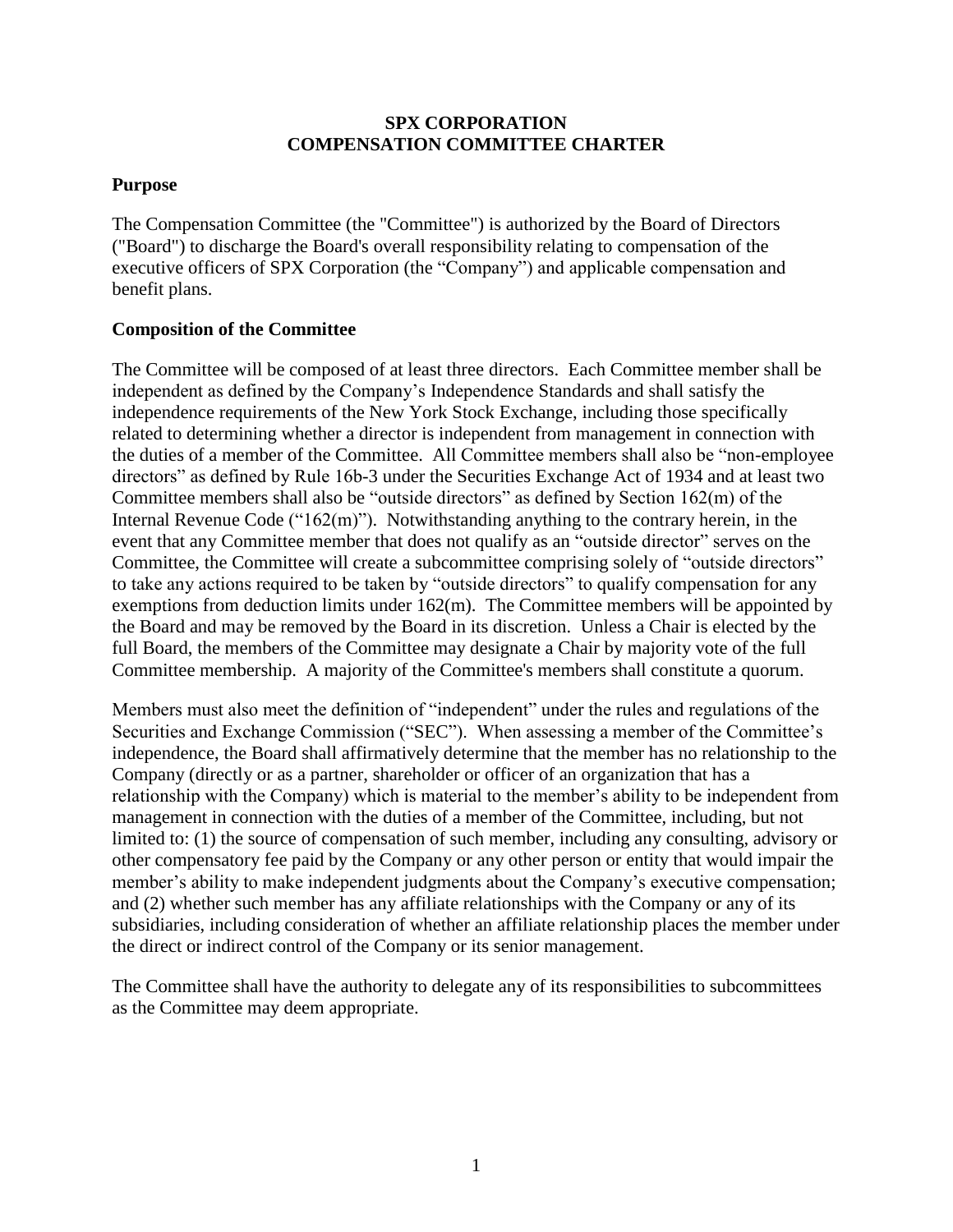# SPX CORPORATION
# COMPENSATION COMMITTEE CHARTER

## Purpose

The Compensation Committee (the "Committee") is authorized by the Board of Directors ("Board") to discharge the Board's overall responsibility relating to compensation of the executive officers of SPX Corporation (the "Company") and applicable compensation and benefit plans.

## Composition of the Committee

The Committee will be composed of at least three directors. Each Committee member shall be independent as defined by the Company's Independence Standards and shall satisfy the independence requirements of the New York Stock Exchange, including those specifically related to determining whether a director is independent from management in connection with the duties of a member of the Committee. All Committee members shall also be "non-employee directors" as defined by Rule 16b-3 under the Securities Exchange Act of 1934 and at least two Committee members shall also be "outside directors" as defined by Section 162(m) of the Internal Revenue Code ("162(m)"). Notwithstanding anything to the contrary herein, in the event that any Committee member that does not qualify as an "outside director" serves on the Committee, the Committee will create a subcommittee comprising solely of "outside directors" to take any actions required to be taken by "outside directors" to qualify compensation for any exemptions from deduction limits under 162(m). The Committee members will be appointed by the Board and may be removed by the Board in its discretion. Unless a Chair is elected by the full Board, the members of the Committee may designate a Chair by majority vote of the full Committee membership. A majority of the Committee's members shall constitute a quorum.

Members must also meet the definition of "independent" under the rules and regulations of the Securities and Exchange Commission ("SEC"). When assessing a member of the Committee's independence, the Board shall affirmatively determine that the member has no relationship to the Company (directly or as a partner, shareholder or officer of an organization that has a relationship with the Company) which is material to the member's ability to be independent from management in connection with the duties of a member of the Committee, including, but not limited to: (1) the source of compensation of such member, including any consulting, advisory or other compensatory fee paid by the Company or any other person or entity that would impair the member's ability to make independent judgments about the Company's executive compensation; and (2) whether such member has any affiliate relationships with the Company or any of its subsidiaries, including consideration of whether an affiliate relationship places the member under the direct or indirect control of the Company or its senior management.

The Committee shall have the authority to delegate any of its responsibilities to subcommittees as the Committee may deem appropriate.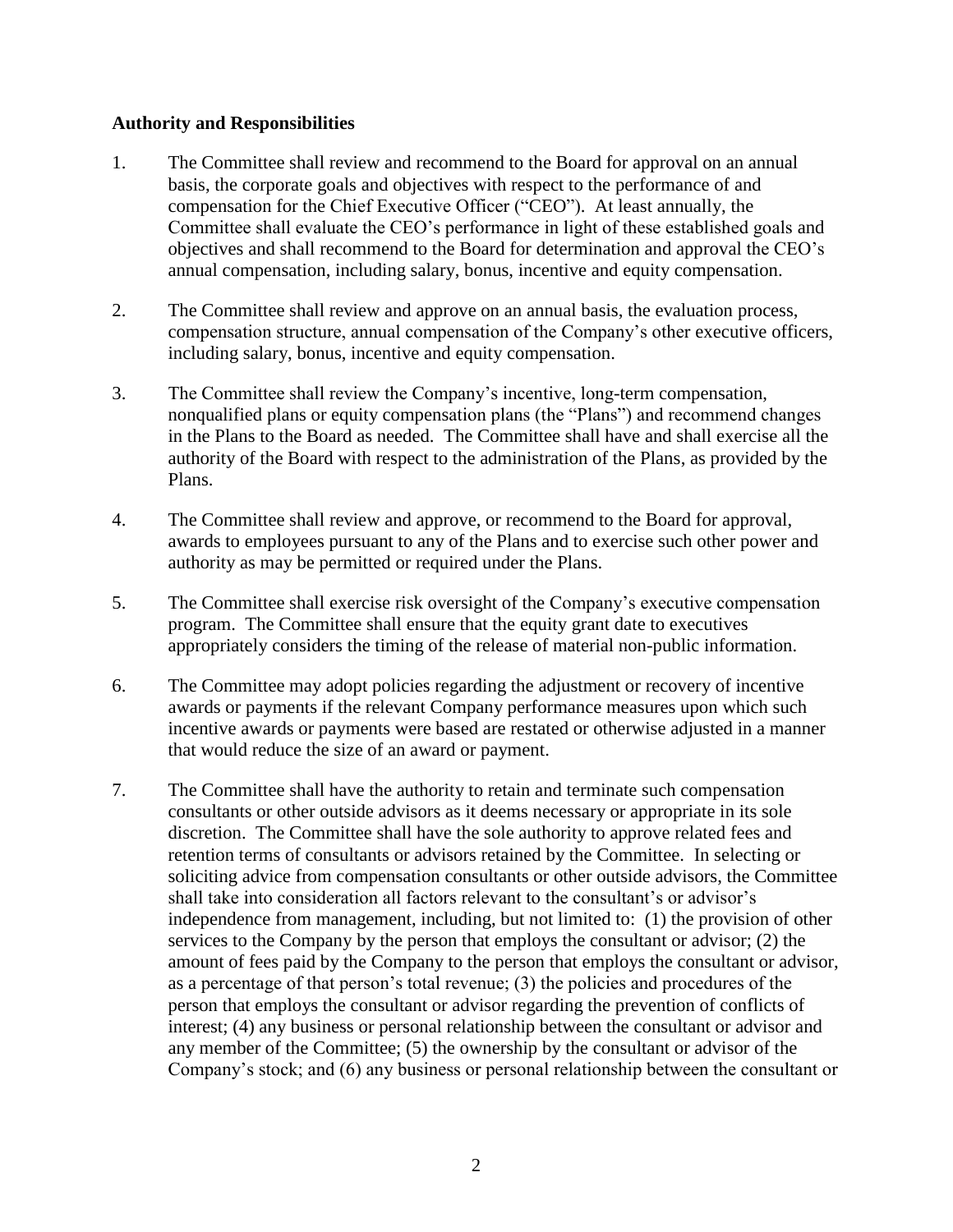### Authority and Responsibilities

1. The Committee shall review and recommend to the Board for approval on an annual basis, the corporate goals and objectives with respect to the performance of and compensation for the Chief Executive Officer ("CEO"). At least annually, the Committee shall evaluate the CEO's performance in light of these established goals and objectives and shall recommend to the Board for determination and approval the CEO's annual compensation, including salary, bonus, incentive and equity compensation.

2. The Committee shall review and approve on an annual basis, the evaluation process, compensation structure, annual compensation of the Company's other executive officers, including salary, bonus, incentive and equity compensation.

3. The Committee shall review the Company's incentive, long-term compensation, nonqualified plans or equity compensation plans (the "Plans") and recommend changes in the Plans to the Board as needed. The Committee shall have and shall exercise all the authority of the Board with respect to the administration of the Plans, as provided by the Plans.

4. The Committee shall review and approve, or recommend to the Board for approval, awards to employees pursuant to any of the Plans and to exercise such other power and authority as may be permitted or required under the Plans.

5. The Committee shall exercise risk oversight of the Company's executive compensation program. The Committee shall ensure that the equity grant date to executives appropriately considers the timing of the release of material non-public information.

6. The Committee may adopt policies regarding the adjustment or recovery of incentive awards or payments if the relevant Company performance measures upon which such incentive awards or payments were based are restated or otherwise adjusted in a manner that would reduce the size of an award or payment.

7. The Committee shall have the authority to retain and terminate such compensation consultants or other outside advisors as it deems necessary or appropriate in its sole discretion. The Committee shall have the sole authority to approve related fees and retention terms of consultants or advisors retained by the Committee. In selecting or soliciting advice from compensation consultants or other outside advisors, the Committee shall take into consideration all factors relevant to the consultant's or advisor's independence from management, including, but not limited to: (1) the provision of other services to the Company by the person that employs the consultant or advisor; (2) the amount of fees paid by the Company to the person that employs the consultant or advisor, as a percentage of that person's total revenue; (3) the policies and procedures of the person that employs the consultant or advisor regarding the prevention of conflicts of interest; (4) any business or personal relationship between the consultant or advisor and any member of the Committee; (5) the ownership by the consultant or advisor of the Company's stock; and (6) any business or personal relationship between the consultant or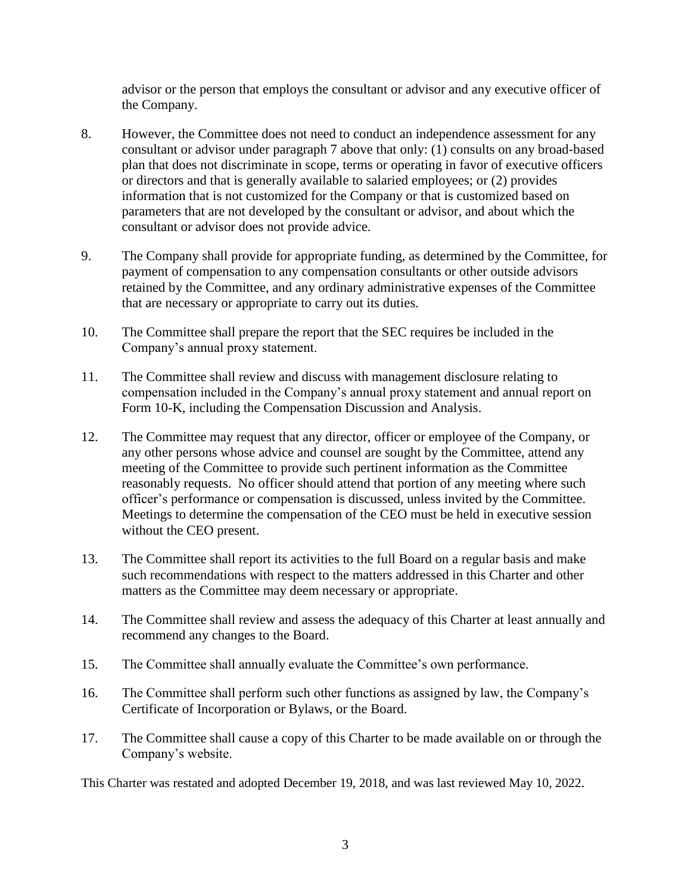advisor or the person that employs the consultant or advisor and any executive officer of the Company.

8. However, the Committee does not need to conduct an independence assessment for any consultant or advisor under paragraph 7 above that only: (1) consults on any broad-based plan that does not discriminate in scope, terms or operating in favor of executive officers or directors and that is generally available to salaried employees; or (2) provides information that is not customized for the Company or that is customized based on parameters that are not developed by the consultant or advisor, and about which the consultant or advisor does not provide advice.

9. The Company shall provide for appropriate funding, as determined by the Committee, for payment of compensation to any compensation consultants or other outside advisors retained by the Committee, and any ordinary administrative expenses of the Committee that are necessary or appropriate to carry out its duties.

10. The Committee shall prepare the report that the SEC requires be included in the Company's annual proxy statement.

11. The Committee shall review and discuss with management disclosure relating to compensation included in the Company's annual proxy statement and annual report on Form 10-K, including the Compensation Discussion and Analysis.

12. The Committee may request that any director, officer or employee of the Company, or any other persons whose advice and counsel are sought by the Committee, attend any meeting of the Committee to provide such pertinent information as the Committee reasonably requests. No officer should attend that portion of any meeting where such officer's performance or compensation is discussed, unless invited by the Committee. Meetings to determine the compensation of the CEO must be held in executive session without the CEO present.

13. The Committee shall report its activities to the full Board on a regular basis and make such recommendations with respect to the matters addressed in this Charter and other matters as the Committee may deem necessary or appropriate.

14. The Committee shall review and assess the adequacy of this Charter at least annually and recommend any changes to the Board.

15. The Committee shall annually evaluate the Committee's own performance.

16. The Committee shall perform such other functions as assigned by law, the Company's Certificate of Incorporation or Bylaws, or the Board.

17. The Committee shall cause a copy of this Charter to be made available on or through the Company's website.

This Charter was restated and adopted December 19, 2018, and was last reviewed May 10, 2022.